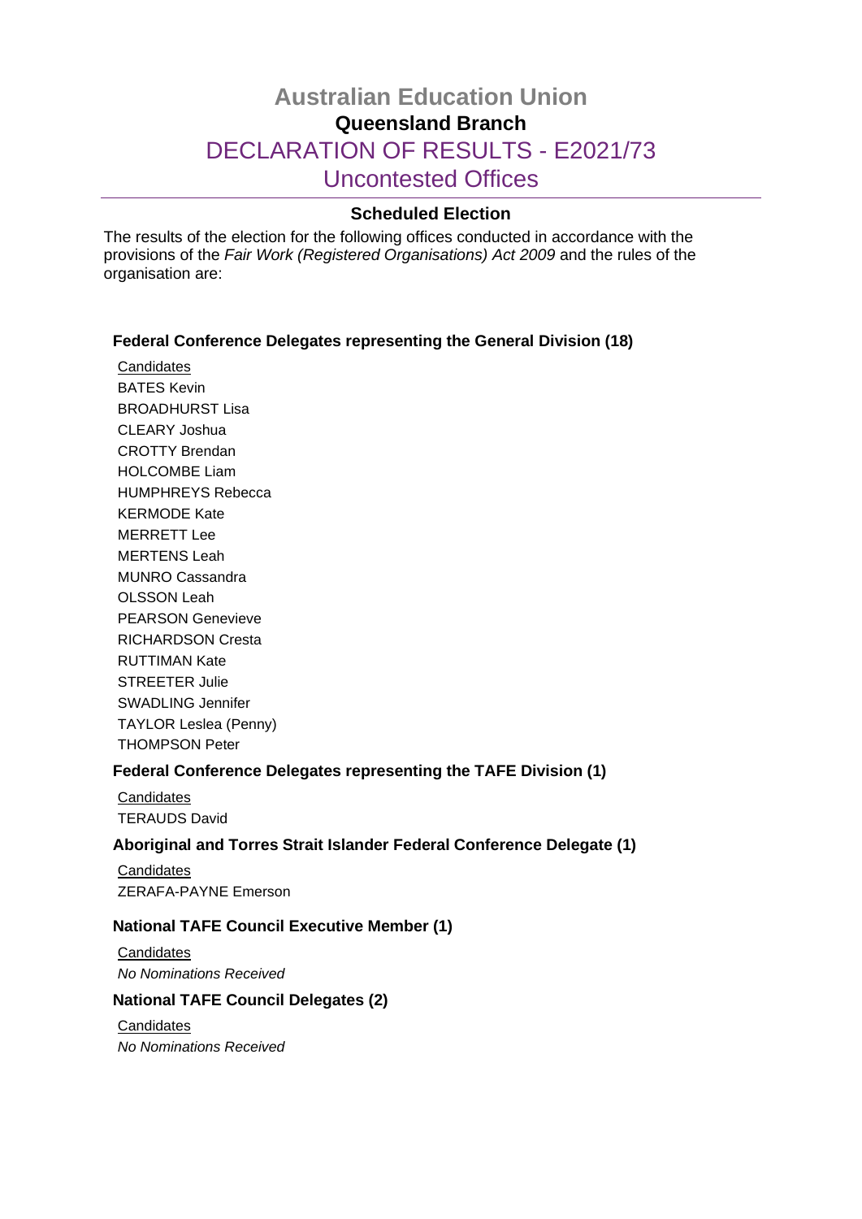# Australian Education Union

## Queensland Branch

## DECLARATION OF RESULTS - E2021/73

## Uncontested Offices

### Scheduled Election

The results of the election for the following offices conducted in accordance with the provisions of the *Fair Work (Registered Organisations) Act 2009* and the rules of the organisation are:

#### Federal Conference Delegates representing the General Division (18)

Candidates

BATES Kevin
BROADHURST Lisa
CLEARY Joshua
CROTTY Brendan
HOLCOMBE Liam
HUMPHREYS Rebecca
KERMODE Kate
MERRETT Lee
MERTENS Leah
MUNRO Cassandra
OLSSON Leah
PEARSON Genevieve
RICHARDSON Cresta
RUTTIMAN Kate
STREETER Julie
SWADLING Jennifer
TAYLOR Leslea (Penny)
THOMPSON Peter

#### Federal Conference Delegates representing the TAFE Division (1)

Candidates

TERAUDS David

#### Aboriginal and Torres Strait Islander Federal Conference Delegate (1)

Candidates

ZERAFA-PAYNE Emerson

#### National TAFE Council Executive Member (1)

Candidates

*No Nominations Received*

#### National TAFE Council Delegates (2)

Candidates

*No Nominations Received*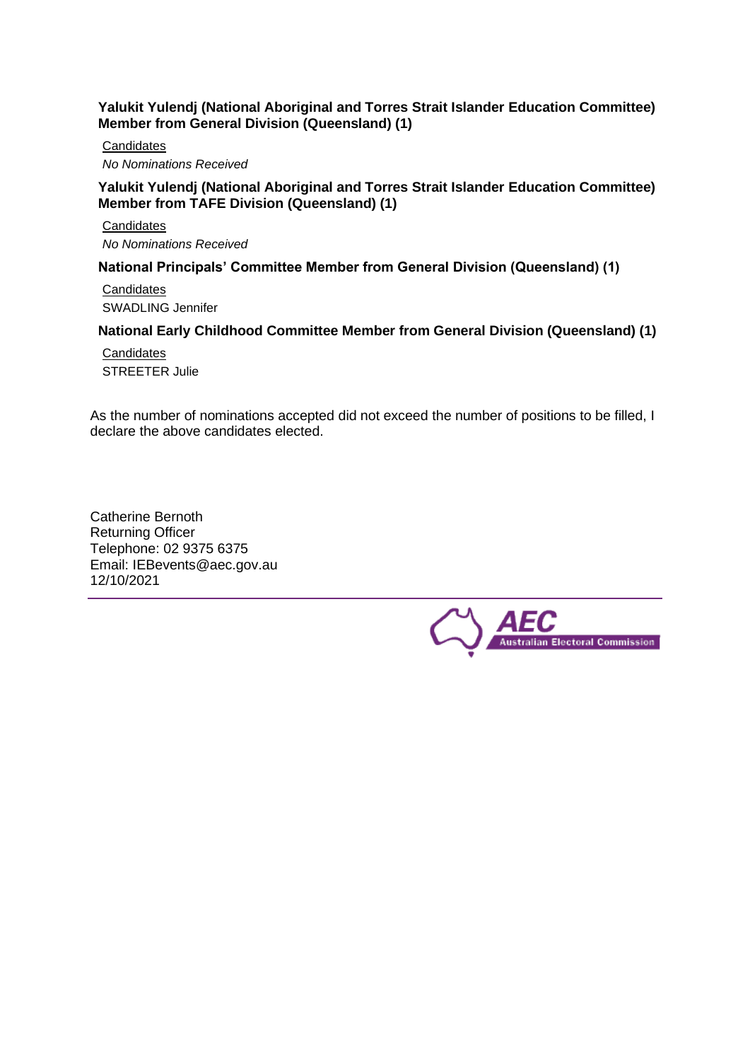### Yalukit Yulendj (National Aboriginal and Torres Strait Islander Education Committee) Member from General Division (Queensland) (1)

Candidates

*No Nominations Received*

### Yalukit Yulendj (National Aboriginal and Torres Strait Islander Education Committee) Member from TAFE Division (Queensland) (1)

Candidates

*No Nominations Received*

### National Principals' Committee Member from General Division (Queensland) (1)

Candidates

SWADLING Jennifer

### National Early Childhood Committee Member from General Division (Queensland) (1)

Candidates

STREETER Julie

As the number of nominations accepted did not exceed the number of positions to be filled, I declare the above candidates elected.

Catherine Bernoth
Returning Officer
Telephone: 02 9375 6375
Email: IEBevents@aec.gov.au
12/10/2021

AEC Australian Electoral Commission